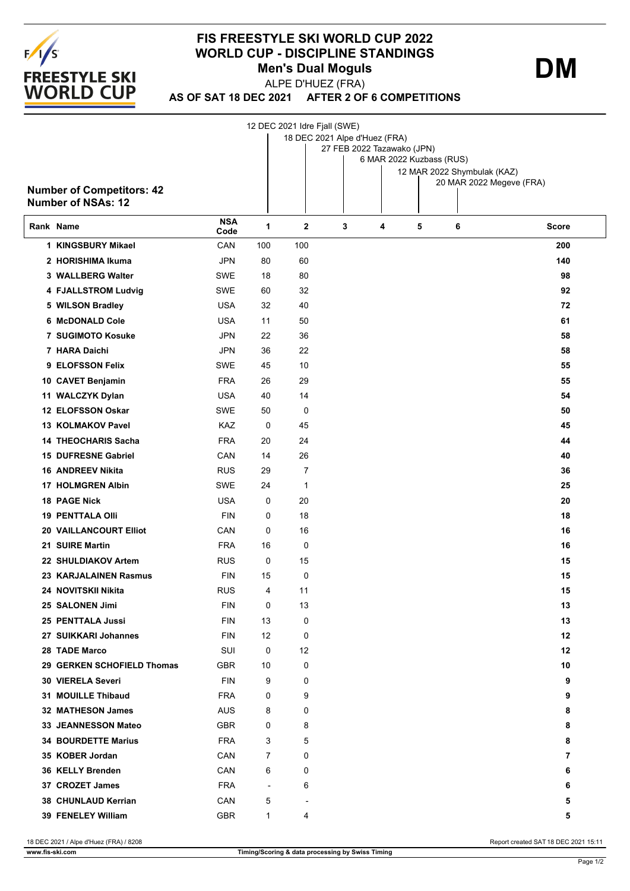# FIS FREESTYLE SKI WORLD CUP 2022
## WORLD CUP - DISCIPLINE STANDINGS
### Men's Dual Moguls

**DM**

ALPE D'HUEZ (FRA)

**AS OF SAT 18 DEC 2021 AFTER 2 OF 6 COMPETITIONS**

1. 12 DEC 2021 Idre Fjall (SWE)
2. 18 DEC 2021 Alpe d'Huez (FRA)
3. 27 FEB 2022 Tazawako (JPN)
4. 6 MAR 2022 Kuzbass (RUS)
5. 12 MAR 2022 Shymbulak (KAZ)
6. 20 MAR 2022 Megeve (FRA)

**Number of Competitors: 42**
**Number of NSAs: 12**

| Rank | Name | NSA Code | 1 | 2 | 3 | 4 | 5 | 6 | Score |
|---|---|---|---|---|---|---|---|---|---|
| 1 | KINGSBURY Mikael | CAN | 100 | 100 | | | | | 200 |
| 2 | HORISHIMA Ikuma | JPN | 80 | 60 | | | | | 140 |
| 3 | WALLBERG Walter | SWE | 18 | 80 | | | | | 98 |
| 4 | FJALLSTROM Ludvig | SWE | 60 | 32 | | | | | 92 |
| 5 | WILSON Bradley | USA | 32 | 40 | | | | | 72 |
| 6 | McDONALD Cole | USA | 11 | 50 | | | | | 61 |
| 7 | SUGIMOTO Kosuke | JPN | 22 | 36 | | | | | 58 |
| 7 | HARA Daichi | JPN | 36 | 22 | | | | | 58 |
| 9 | ELOFSSON Felix | SWE | 45 | 10 | | | | | 55 |
| 10 | CAVET Benjamin | FRA | 26 | 29 | | | | | 55 |
| 11 | WALCZYK Dylan | USA | 40 | 14 | | | | | 54 |
| 12 | ELOFSSON Oskar | SWE | 50 | 0 | | | | | 50 |
| 13 | KOLMAKOV Pavel | KAZ | 0 | 45 | | | | | 45 |
| 14 | THEOCHARIS Sacha | FRA | 20 | 24 | | | | | 44 |
| 15 | DUFRESNE Gabriel | CAN | 14 | 26 | | | | | 40 |
| 16 | ANDREEV Nikita | RUS | 29 | 7 | | | | | 36 |
| 17 | HOLMGREN Albin | SWE | 24 | 1 | | | | | 25 |
| 18 | PAGE Nick | USA | 0 | 20 | | | | | 20 |
| 19 | PENTTALA Olli | FIN | 0 | 18 | | | | | 18 |
| 20 | VAILLANCOURT Elliot | CAN | 0 | 16 | | | | | 16 |
| 21 | SUIRE Martin | FRA | 16 | 0 | | | | | 16 |
| 22 | SHULDIAKOV Artem | RUS | 0 | 15 | | | | | 15 |
| 23 | KARJALAINEN Rasmus | FIN | 15 | 0 | | | | | 15 |
| 24 | NOVITSKII Nikita | RUS | 4 | 11 | | | | | 15 |
| 25 | SALONEN Jimi | FIN | 0 | 13 | | | | | 13 |
| 25 | PENTTALA Jussi | FIN | 13 | 0 | | | | | 13 |
| 27 | SUIKKARI Johannes | FIN | 12 | 0 | | | | | 12 |
| 28 | TADE Marco | SUI | 0 | 12 | | | | | 12 |
| 29 | GERKEN SCHOFIELD Thomas | GBR | 10 | 0 | | | | | 10 |
| 30 | VIERELA Severi | FIN | 9 | 0 | | | | | 9 |
| 31 | MOUILLE Thibaud | FRA | 0 | 9 | | | | | 9 |
| 32 | MATHESON James | AUS | 8 | 0 | | | | | 8 |
| 33 | JEANNESSON Mateo | GBR | 0 | 8 | | | | | 8 |
| 34 | BOURDETTE Marius | FRA | 3 | 5 | | | | | 8 |
| 35 | KOBER Jordan | CAN | 7 | 0 | | | | | 7 |
| 36 | KELLY Brenden | CAN | 6 | 0 | | | | | 6 |
| 37 | CROZET James | FRA | - | 6 | | | | | 6 |
| 38 | CHUNLAUD Kerrian | CAN | 5 | - | | | | | 5 |
| 39 | FENELEY William | GBR | 1 | 4 | | | | | 5 |

18 DEC 2021 / Alpe d'Huez (FRA) / 8208

Report created SAT 18 DEC 2021 15:11

www.fis-ski.com

Timing/Scoring & data processing by Swiss Timing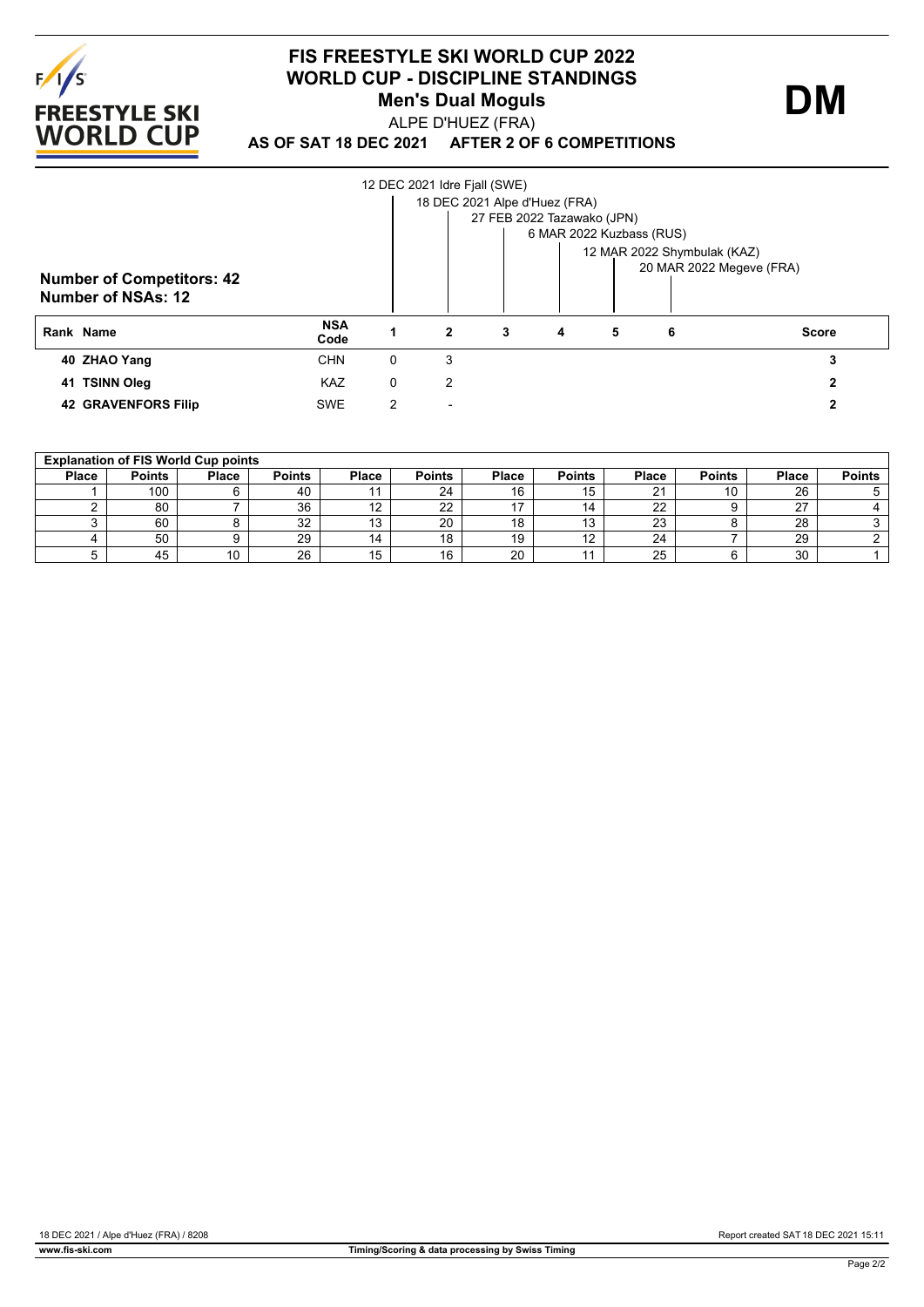# FIS FREESTYLE SKI WORLD CUP 2022
## WORLD CUP - DISCIPLINE STANDINGS
### Men's Dual Moguls

**DM**

ALPE D'HUEZ (FRA)

**AS OF SAT 18 DEC 2021 AFTER 2 OF 6 COMPETITIONS**

1. 12 DEC 2021 Idre Fjall (SWE)
2. 18 DEC 2021 Alpe d'Huez (FRA)
3. 27 FEB 2022 Tazawako (JPN)
4. 6 MAR 2022 Kuzbass (RUS)
5. 12 MAR 2022 Shymbulak (KAZ)
6. 20 MAR 2022 Megeve (FRA)

**Number of Competitors: 42**
**Number of NSAs: 12**

| Rank | Name | NSA Code | 1 | 2 | 3 | 4 | 5 | 6 | Score |
|---|---|---|---|---|---|---|---|---|---|
| 40 | ZHAO Yang | CHN | 0 | 3 | | | | | 3 |
| 41 | TSINN Oleg | KAZ | 0 | 2 | | | | | 2 |
| 42 | GRAVENFORS Filip | SWE | 2 | - | | | | | 2 |

**Explanation of FIS World Cup points**

| Place | Points | Place | Points | Place | Points | Place | Points | Place | Points | Place | Points |
|---|---|---|---|---|---|---|---|---|---|---|---|
| 1 | 100 | 6 | 40 | 11 | 24 | 16 | 15 | 21 | 10 | 26 | 5 |
| 2 | 80 | 7 | 36 | 12 | 22 | 17 | 14 | 22 | 9 | 27 | 4 |
| 3 | 60 | 8 | 32 | 13 | 20 | 18 | 13 | 23 | 8 | 28 | 3 |
| 4 | 50 | 9 | 29 | 14 | 18 | 19 | 12 | 24 | 7 | 29 | 2 |
| 5 | 45 | 10 | 26 | 15 | 16 | 20 | 11 | 25 | 6 | 30 | 1 |

18 DEC 2021 / Alpe d'Huez (FRA) / 8208

Report created SAT 18 DEC 2021 15:11

www.fis-ski.com

Timing/Scoring & data processing by Swiss Timing